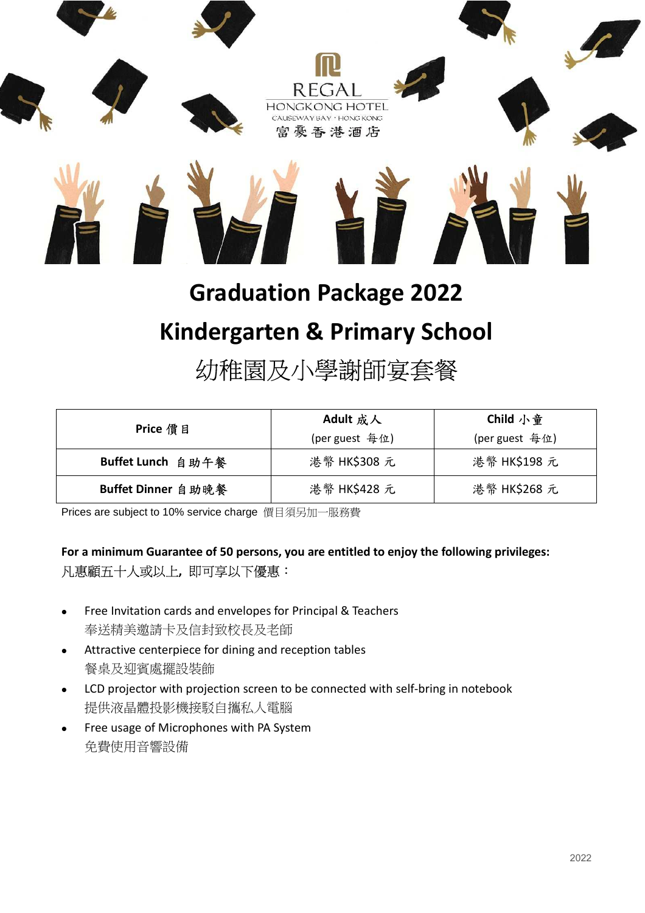REGAL HONGKONG HOTEL

CAUSEWAY BAY・HONG KONG

富豪香港酒店

# Graduation Package 2022

## Kindergarten & Primary School

## 幼稚園及小學謝師宴套餐

| Price 價目 | Adult 成人 (per guest 每位) | Child 小童 (per guest 每位) |
|---|---|---|
| **Buffet Lunch 自助午餐** | 港幣 HK$308 元 | 港幣 HK$198 元 |
| **Buffet Dinner 自助晚餐** | 港幣 HK$428 元 | 港幣 HK$268 元 |

Prices are subject to 10% service charge 價目須另加一服務費

**For a minimum Guarantee of 50 persons, you are entitled to enjoy the following privileges:**
凡惠顧五十人或以上, 即可享以下優惠：

- Free Invitation cards and envelopes for Principal & Teachers
  奉送精美邀請卡及信封致校長及老師
- Attractive centerpiece for dining and reception tables
  餐桌及迎賓處擺設裝飾
- LCD projector with projection screen to be connected with self-bring in notebook
  提供液晶體投影機接駁自攜私人電腦
- Free usage of Microphones with PA System
  免費使用音響設備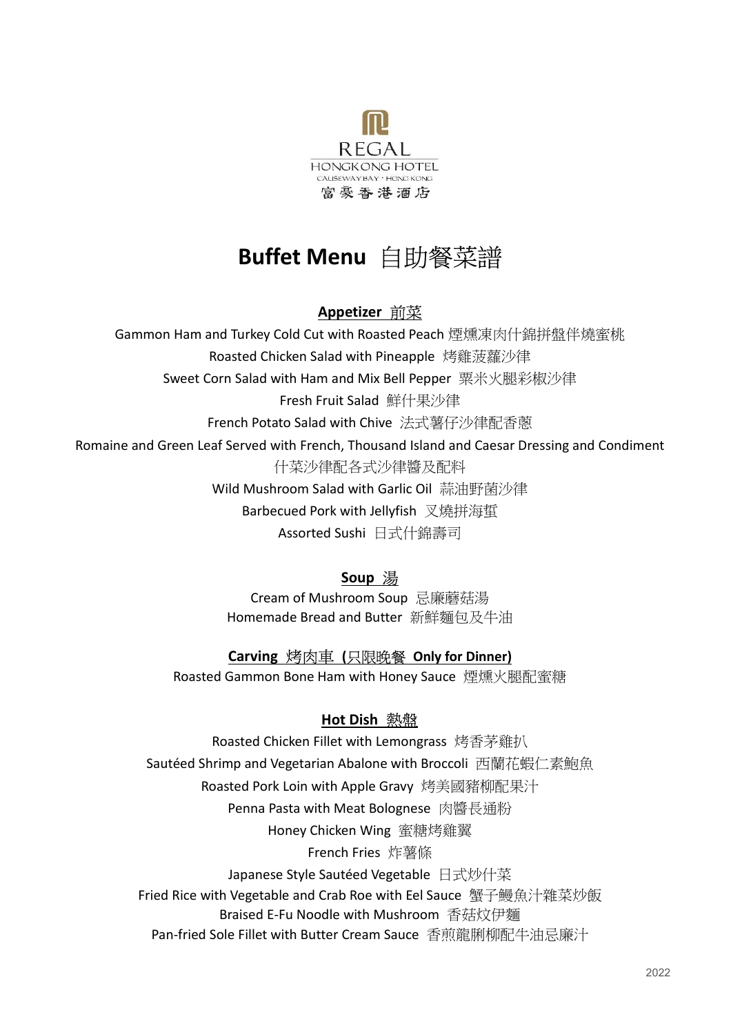REGAL
HONGKONG HOTEL
CAUSEWAY BAY · HONG KONG
富豪香港酒店

# Buffet Menu 自助餐菜譜

## Appetizer 前菜

Gammon Ham and Turkey Cold Cut with Roasted Peach 煙燻凍肉什錦拼盤伴燒蜜桃
Roasted Chicken Salad with Pineapple 烤雞菠蘿沙律
Sweet Corn Salad with Ham and Mix Bell Pepper 粟米火腿彩椒沙律
Fresh Fruit Salad 鮮什果沙律
French Potato Salad with Chive 法式薯仔沙律配香蔥
Romaine and Green Leaf Served with French, Thousand Island and Caesar Dressing and Condiment
什菜沙律配各式沙律醬及配料
Wild Mushroom Salad with Garlic Oil 蒜油野菌沙律
Barbecued Pork with Jellyfish 叉燒拼海蜇
Assorted Sushi 日式什錦壽司

## Soup 湯

Cream of Mushroom Soup 忌廉蘑菇湯
Homemade Bread and Butter 新鮮麵包及牛油

## Carving 烤肉車 (只限晚餐 Only for Dinner)

Roasted Gammon Bone Ham with Honey Sauce 煙燻火腿配蜜糖

## Hot Dish 熱盤

Roasted Chicken Fillet with Lemongrass 烤香茅雞扒
Sautéed Shrimp and Vegetarian Abalone with Broccoli 西蘭花蝦仁素鮑魚
Roasted Pork Loin with Apple Gravy 烤美國豬柳配果汁
Penna Pasta with Meat Bolognese 肉醬長通粉
Honey Chicken Wing 蜜糖烤雞翼
French Fries 炸薯條
Japanese Style Sautéed Vegetable 日式炒什菜
Fried Rice with Vegetable and Crab Roe with Eel Sauce 蟹子鰻魚汁雜菜炒飯
Braised E-Fu Noodle with Mushroom 香菇炆伊麵
Pan-fried Sole Fillet with Butter Cream Sauce 香煎龍脷柳配牛油忌廉汁

2022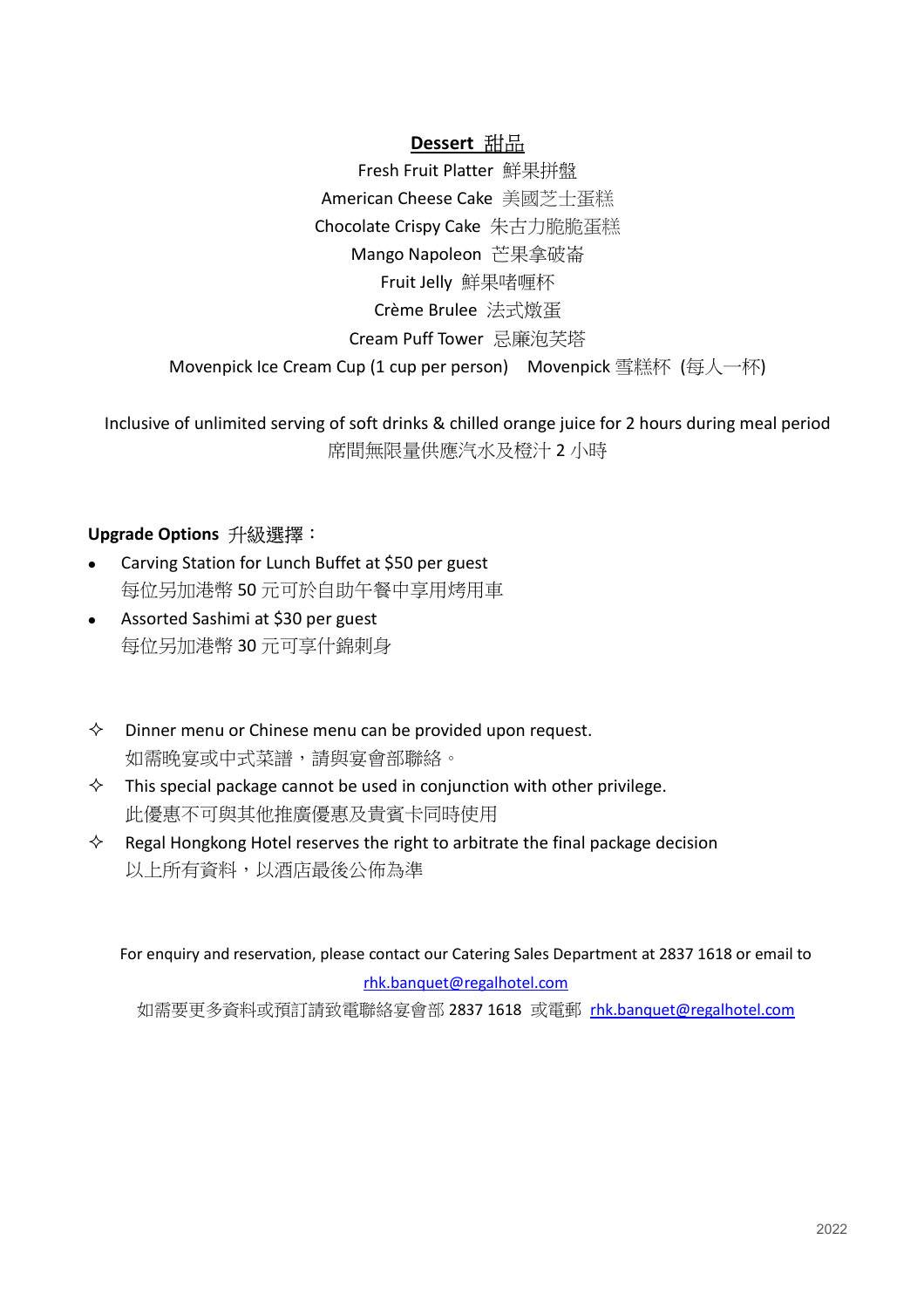**Dessert 甜品**

Fresh Fruit Platter 鮮果拼盤

American Cheese Cake 美國芝士蛋糕

Chocolate Crispy Cake 朱古力脆脆蛋糕

Mango Napoleon 芒果拿破崙

Fruit Jelly 鮮果啫喱杯

Crème Brulee 法式燉蛋

Cream Puff Tower 忌廉泡芙塔

Movenpick Ice Cream Cup (1 cup per person) Movenpick 雪糕杯 (每人一杯)

Inclusive of unlimited serving of soft drinks & chilled orange juice for 2 hours during meal period
席間無限量供應汽水及橙汁 2 小時

**Upgrade Options 升級選擇：**

- Carving Station for Lunch Buffet at $50 per guest
  每位另加港幣 50 元可於自助午餐中享用烤用車
- Assorted Sashimi at $30 per guest
  每位另加港幣 30 元可享什錦刺身

✧ Dinner menu or Chinese menu can be provided upon request.
如需晚宴或中式菜譜，請與宴會部聯絡。

✧ This special package cannot be used in conjunction with other privilege.
此優惠不可與其他推廣優惠及貴賓卡同時使用

✧ Regal Hongkong Hotel reserves the right to arbitrate the final package decision
以上所有資料，以酒店最後公佈為準

For enquiry and reservation, please contact our Catering Sales Department at 2837 1618 or email to rhk.banquet@regalhotel.com

如需要更多資料或預訂請致電聯絡宴會部 2837 1618 或電郵 rhk.banquet@regalhotel.com

2022